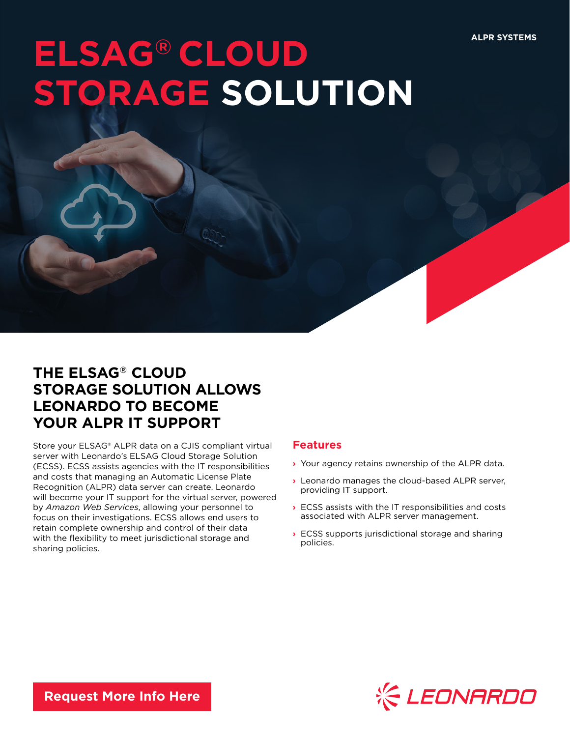ALPR SYSTEMS

# ELSAG® CLOUD STORAGE SOLUTION

## THE ELSAG® CLOUD STORAGE SOLUTION ALLOWS LEONARDO TO BECOME YOUR ALPR IT SUPPORT

Store your ELSAG® ALPR data on a CJIS compliant virtual server with Leonardo's ELSAG Cloud Storage Solution (ECSS). ECSS assists agencies with the IT responsibilities and costs that managing an Automatic License Plate Recognition (ALPR) data server can create. Leonardo will become your IT support for the virtual server, powered by *Amazon Web Services*, allowing your personnel to focus on their investigations. ECSS allows end users to retain complete ownership and control of their data with the flexibility to meet jurisdictional storage and sharing policies.

### Features

- Your agency retains ownership of the ALPR data.
- Leonardo manages the cloud-based ALPR server, providing IT support.
- ECSS assists with the IT responsibilities and costs associated with ALPR server management.
- ECSS supports jurisdictional storage and sharing policies.

**Request More Info Here**

LEONARDO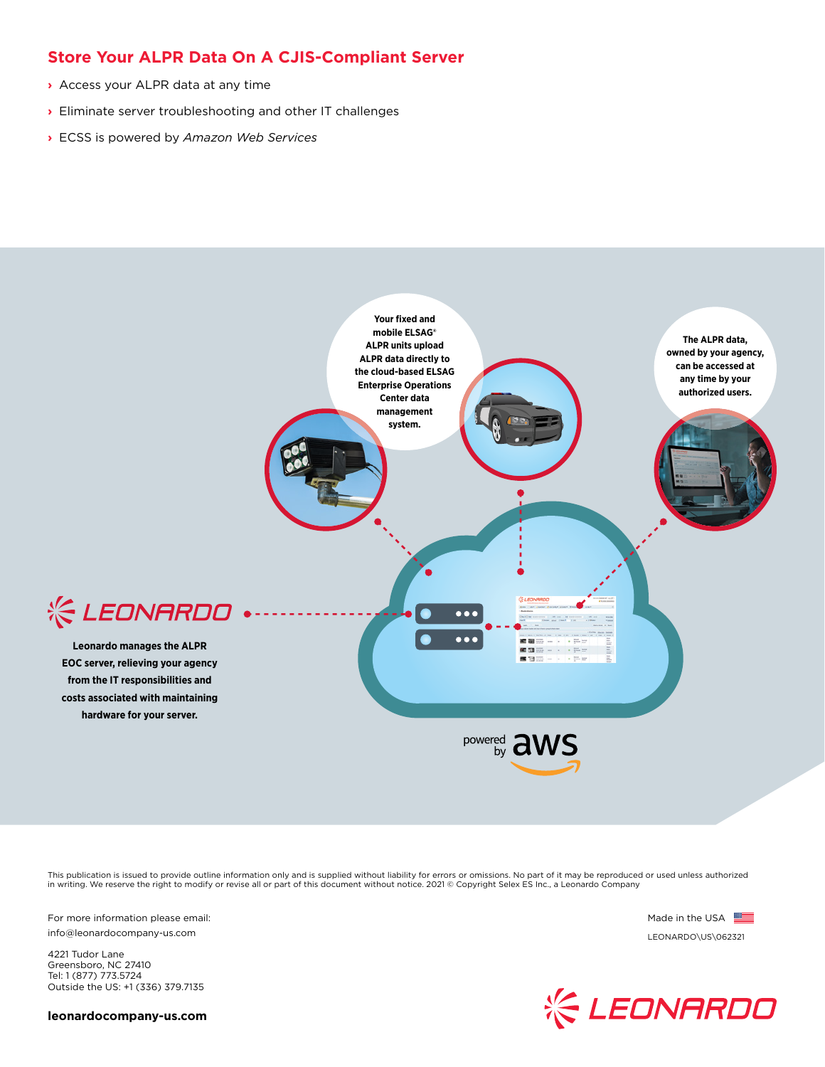## Store Your ALPR Data On A CJIS-Compliant Server

- Access your ALPR data at any time
- Eliminate server troubleshooting and other IT challenges
- ECSS is powered by *Amazon Web Services*

Your fixed and mobile ELSAG® ALPR units upload ALPR data directly to the cloud-based ELSAG Enterprise Operations Center data management system.

The ALPR data, owned by your agency, can be accessed at any time by your authorized users.

LEONARDO

**Leonardo manages the ALPR EOC server, relieving your agency from the IT responsibilities and costs associated with maintaining hardware for your server.**

powered by aws

This publication is issued to provide outline information only and is supplied without liability for errors or omissions. No part of it may be reproduced or used unless authorized in writing. We reserve the right to modify or revise all or part of this document without notice. 2021 © Copyright Selex ES Inc., a Leonardo Company

For more information please email:
info@leonardocompany-us.com

4221 Tudor Lane
Greensboro, NC 27410
Tel: 1 (877) 773.5724
Outside the US: +1 (336) 379.7135

**leonardocompany-us.com**

Made in the USA

LEONARDO\US\062321

LEONARDO